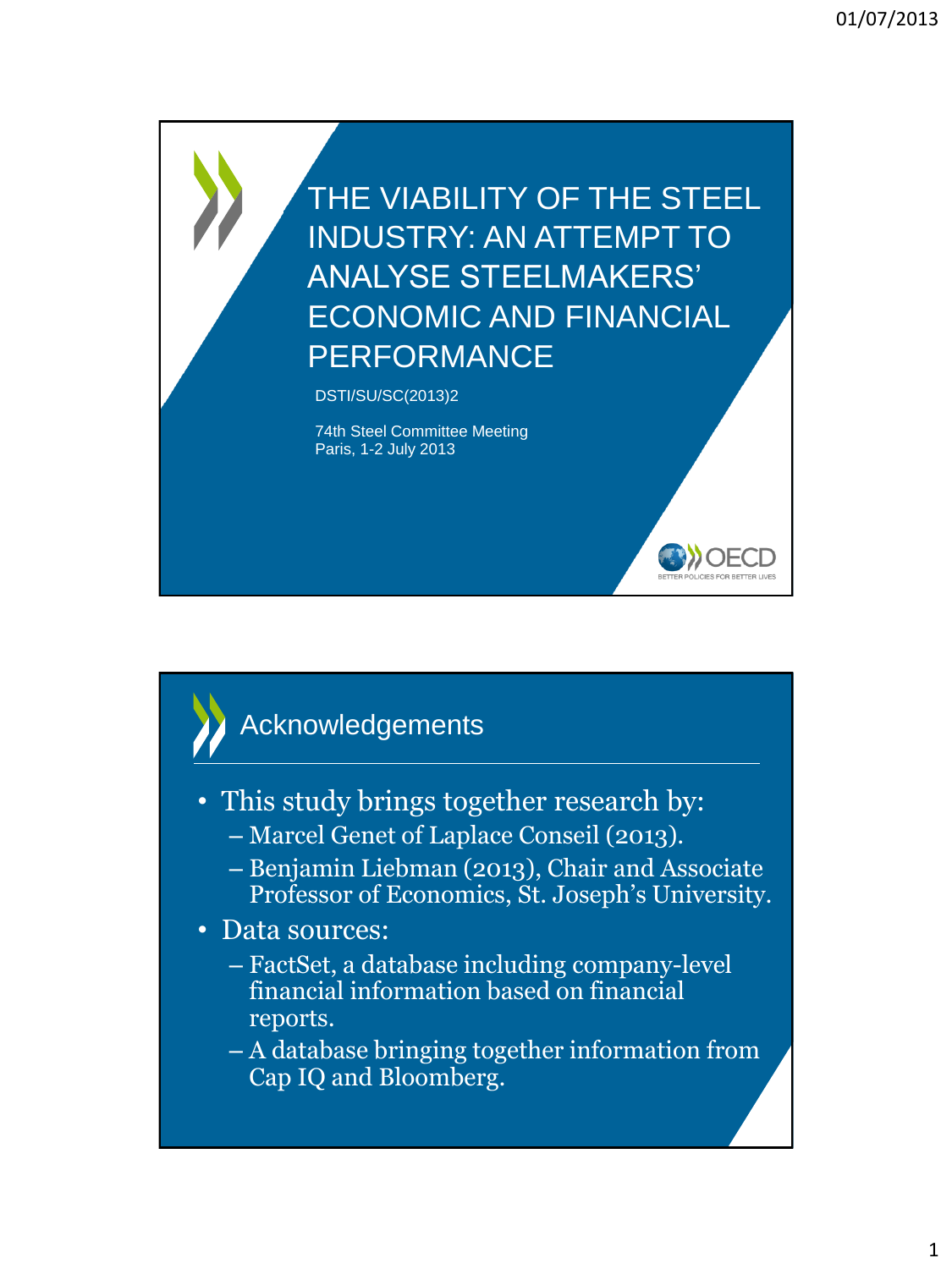# THE VIABILITY OF THE STEEL INDUSTRY: AN ATTEMPT TO ANALYSE STEELMAKERS' ECONOMIC AND FINANCIAL PERFORMANCE

DSTI/SU/SC(2013)2

74th Steel Committee Meeting
Paris, 1-2 July 2013

## Acknowledgements

- This study brings together research by:
  - Marcel Genet of Laplace Conseil (2013).
  - Benjamin Liebman (2013), Chair and Associate Professor of Economics, St. Joseph's University.
- Data sources:
  - FactSet, a database including company-level financial information based on financial reports.
  - A database bringing together information from Cap IQ and Bloomberg.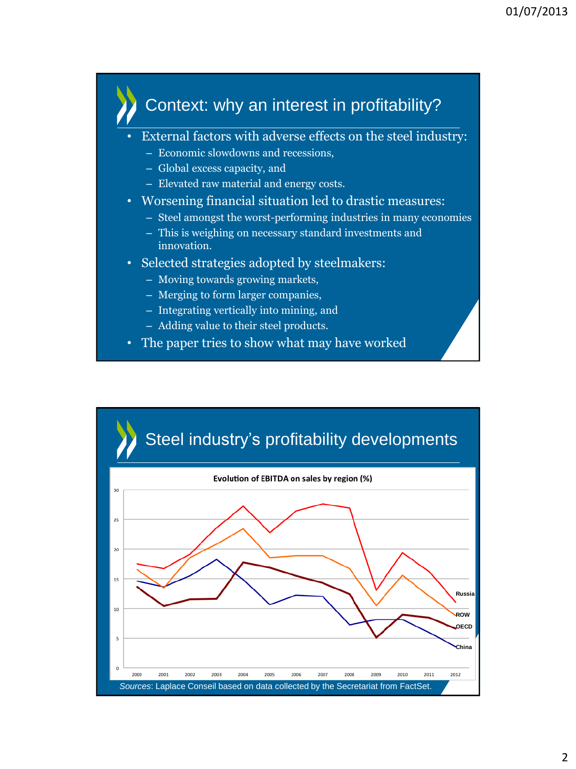## Context: why an interest in profitability?

- External factors with adverse effects on the steel industry:
  - Economic slowdowns and recessions,
  - Global excess capacity, and
  - Elevated raw material and energy costs.
- Worsening financial situation led to drastic measures:
  - Steel amongst the worst-performing industries in many economies
  - This is weighing on necessary standard investments and innovation.
- Selected strategies adopted by steelmakers:
  - Moving towards growing markets,
  - Merging to form larger companies,
  - Integrating vertically into mining, and
  - Adding value to their steel products.
- The paper tries to show what may have worked

## Steel industry's profitability developments

**Evolution of EBITDA on sales by region (%)**

Russia, ROW, OECD, China (2000–2012)

*Sources*: Laplace Conseil based on data collected by the Secretariat from FactSet.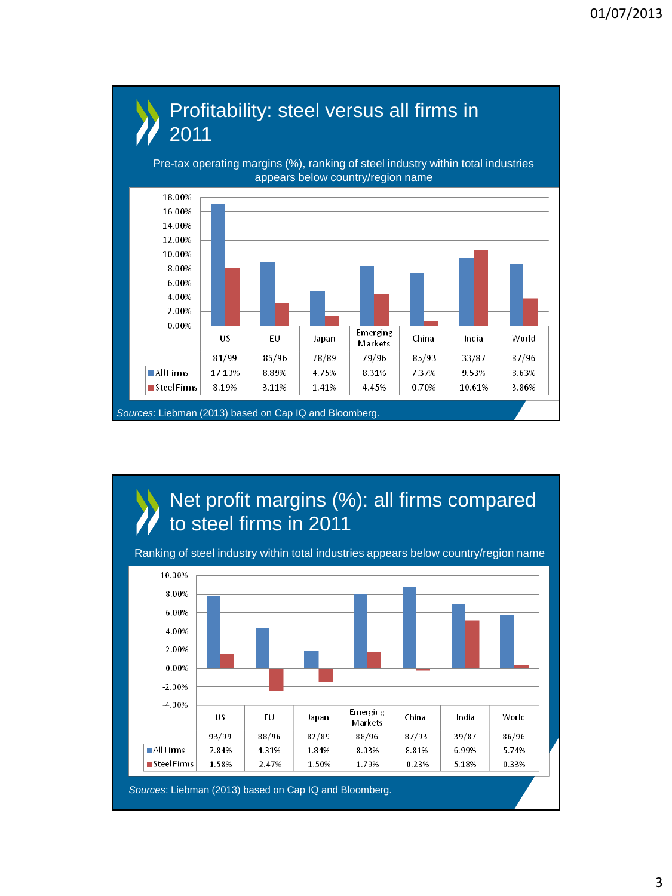## Profitability: steel versus all firms in 2011

Pre-tax operating margins (%), ranking of steel industry within total industries appears below country/region name

| | US | EU | Japan | Emerging Markets | China | India | World |
|---|---|---|---|---|---|---|---|
| | 81/99 | 86/96 | 78/89 | 79/96 | 85/93 | 33/87 | 87/96 |
| All Firms | 17.13% | 8.89% | 4.75% | 8.31% | 7.37% | 9.53% | 8.63% |
| Steel Firms | 8.19% | 3.11% | 1.41% | 4.45% | 0.70% | 10.61% | 3.86% |

*Sources*: Liebman (2013) based on Cap IQ and Bloomberg.

## Net profit margins (%): all firms compared to steel firms in 2011

Ranking of steel industry within total industries appears below country/region name

| | US | EU | Japan | Emerging Markets | China | India | World |
|---|---|---|---|---|---|---|---|
| | 93/99 | 88/96 | 82/89 | 88/96 | 87/93 | 39/87 | 86/96 |
| All Firms | 7.84% | 4.31% | 1.84% | 8.03% | 8.81% | 6.99% | 5.74% |
| Steel Firms | 1.58% | -2.47% | -1.50% | 1.79% | -0.23% | 5.18% | 0.33% |

*Sources*: Liebman (2013) based on Cap IQ and Bloomberg.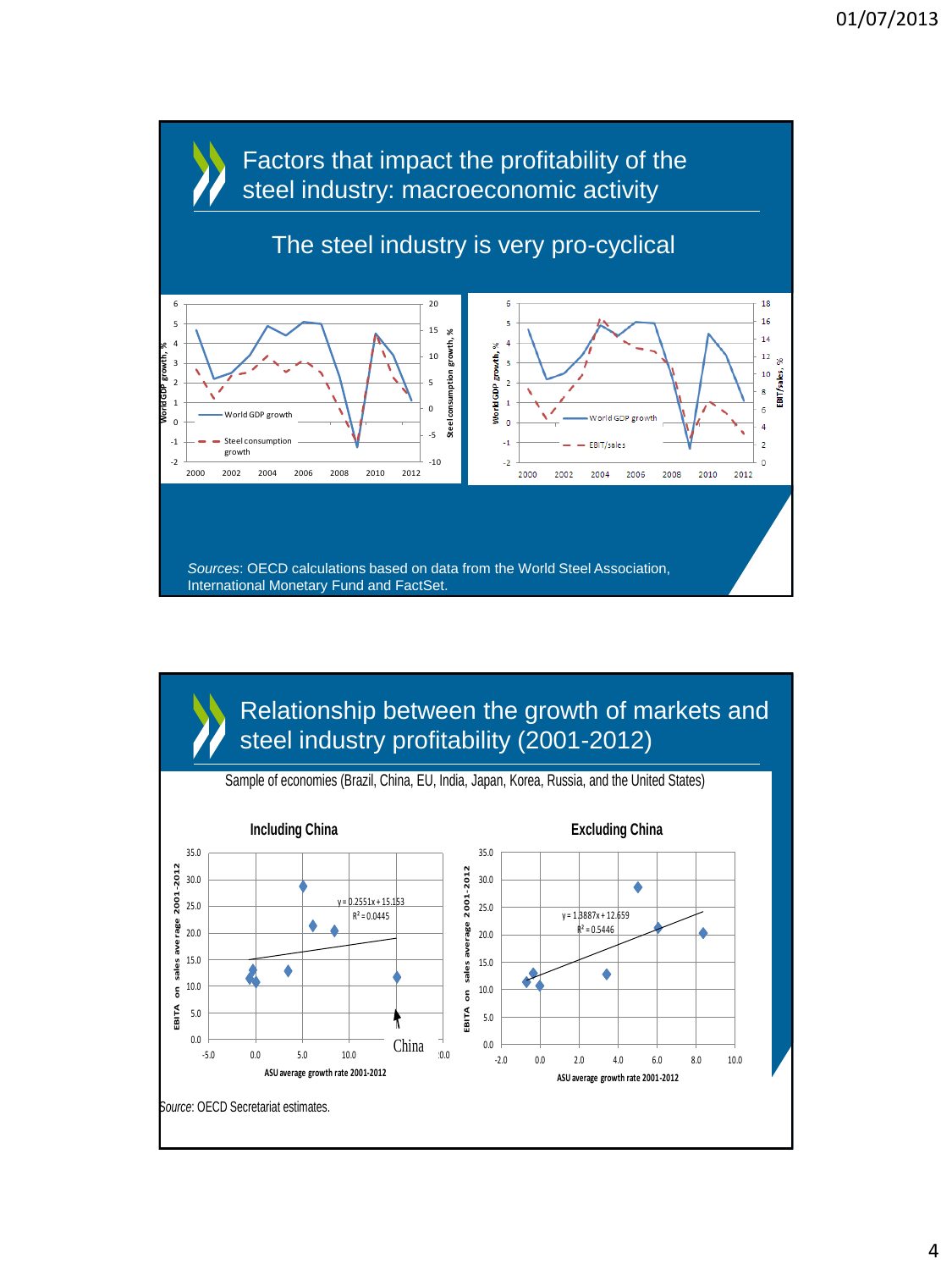# Factors that impact the profitability of the steel industry: macroeconomic activity

## The steel industry is very pro-cyclical

*Sources*: OECD calculations based on data from the World Steel Association, International Monetary Fund and FactSet.

# Relationship between the growth of markets and steel industry profitability (2001-2012)

Sample of economies (Brazil, China, EU, India, Japan, Korea, Russia, and the United States)

**Including China**

$y = 0.2551x + 15.153$
$R^2 = 0.0445$

China

**Excluding China**

$y = 1.3887x + 12.659$
$R^2 = 0.5446$

*Source*: OECD Secretariat estimates.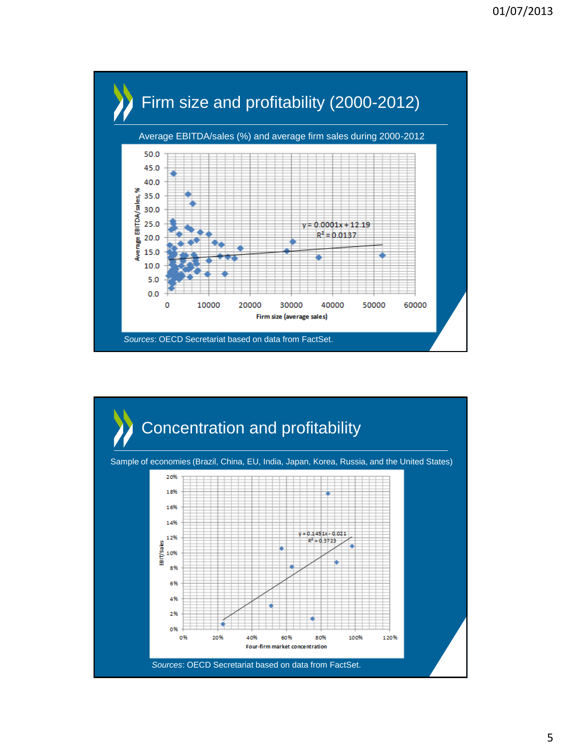## Firm size and profitability (2000-2012)

Average EBITDA/sales (%) and average firm sales during 2000-2012

Average EBITDA/sales, %

$y = 0.0001x + 12.19$

$R^2 = 0.0137$

Firm size (average sales)

*Sources*: OECD Secretariat based on data from FactSet.

## Concentration and profitability

Sample of economies (Brazil, China, EU, India, Japan, Korea, Russia, and the United States)

EBIT/Sales

$y = 0.1451x - 0.021$

$R^2 = 0.3723$

Four-firm market concentration

*Sources*: OECD Secretariat based on data from FactSet.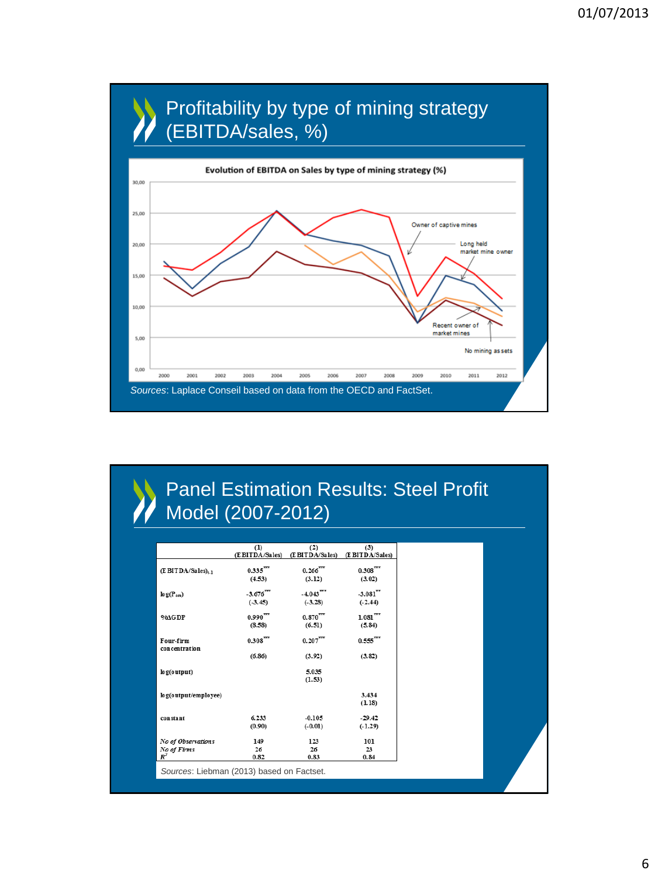# Profitability by type of mining strategy (EBITDA/sales, %)

**Evolution of EBITDA on Sales by type of mining strategy (%)**

*Sources*: Laplace Conseil based on data from the OECD and FactSet.

# Panel Estimation Results: Steel Profit Model (2007-2012)

| | (1) (EBITDA/Sales) | (2) (EBITDA/Sales) | (3) (EBITDA/Sales) |
|---|---|---|---|
| $(EBITDA/Sales)_{t-1}$ | $0.335^{***}$ | $0.266^{***}$ | $0.308^{***}$ |
| | (4.53) | (3.12) | (3.02) |
| $\log(P_{ore})$ | $-3.676^{***}$ | $-4.043^{***}$ | $-3.081^{**}$ |
| | (-3.45) | (-3.28) | (-2.44) |
| $\%\Delta GDP$ | $0.990^{***}$ | $0.870^{***}$ | $1.081^{***}$ |
| | (8.58) | (6.51) | (5.84) |
| Four-firm concentration | $0.308^{***}$ | $0.207^{***}$ | $0.555^{***}$ |
| | (6.86) | (3.92) | (3.82) |
| log(output) | | 5.035 | |
| | | (1.53) | |
| log(output/employee) | | | 3.434 |
| | | | (1.18) |
| constant | 6.233 | -0.105 | -29.42 |
| | (0.90) | (-0.01) | (-1.29) |
| *No of Observations* | 149 | 123 | 101 |
| *No of Firms* | 26 | 26 | 23 |
| $R^2$ | 0.82 | 0.83 | 0.84 |

*Sources*: Liebman (2013) based on Factset.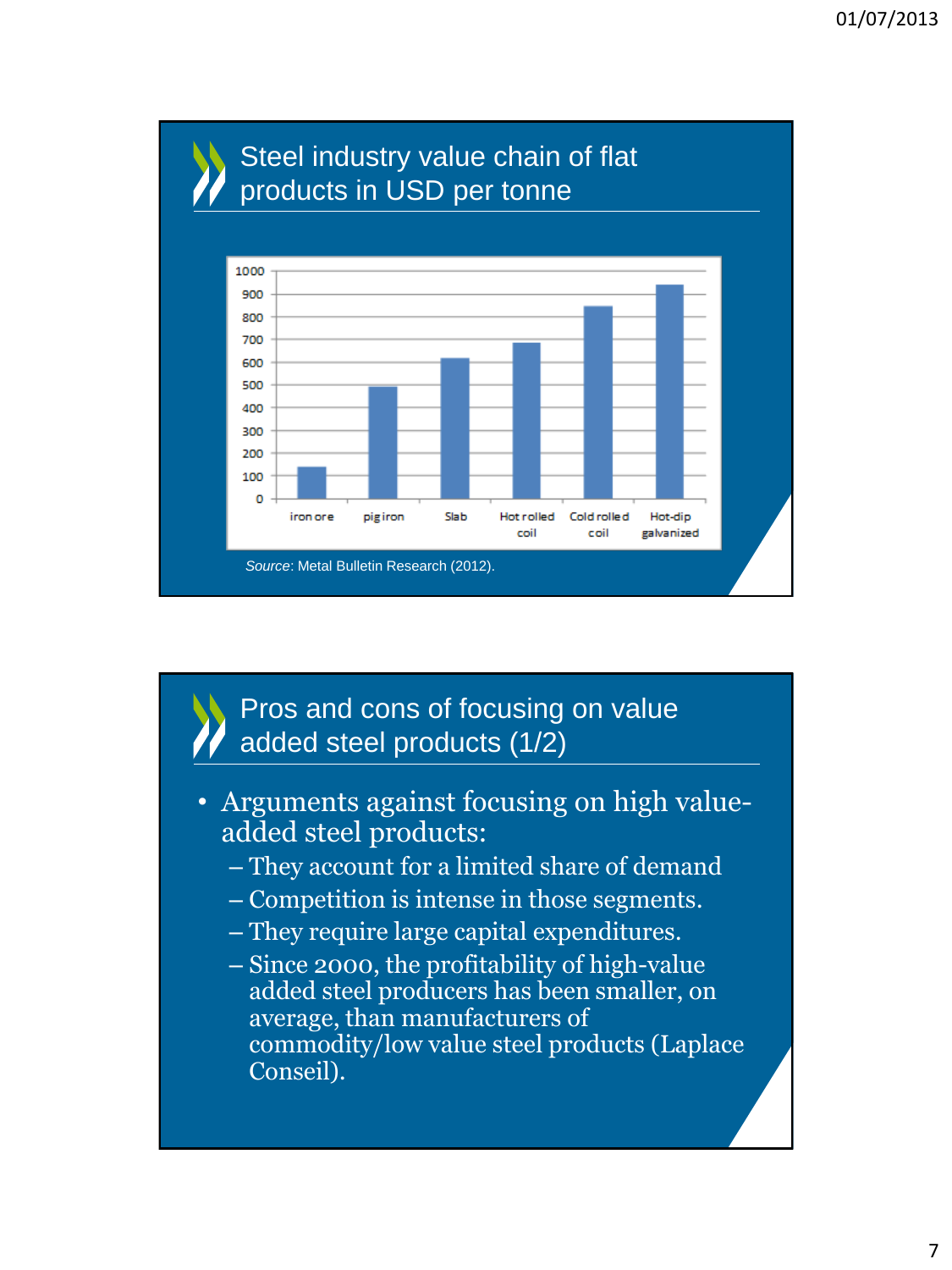## Steel industry value chain of flat products in USD per tonne

| | iron ore | pig iron | Slab | Hot rolled coil | Cold rolled coil | Hot-dip galvanized |
|---|---|---|---|---|---|---|
| USD per tonne | ~140 | ~490 | ~620 | ~685 | ~850 | ~940 |

*Source*: Metal Bulletin Research (2012).

## Pros and cons of focusing on value added steel products (1/2)

- Arguments against focusing on high value-added steel products:
  - They account for a limited share of demand
  - Competition is intense in those segments.
  - They require large capital expenditures.
  - Since 2000, the profitability of high-value added steel producers has been smaller, on average, than manufacturers of commodity/low value steel products (Laplace Conseil).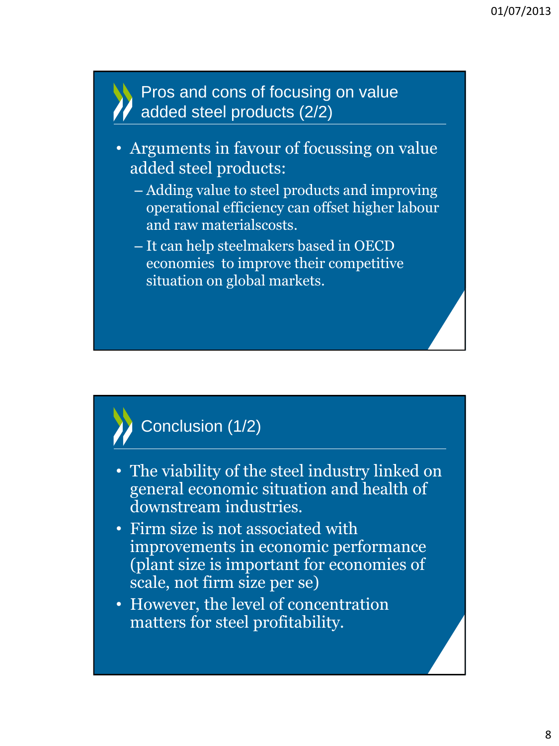## Pros and cons of focusing on value added steel products (2/2)

- Arguments in favour of focussing on value added steel products:
  - Adding value to steel products and improving operational efficiency can offset higher labour and raw materialscosts.
  - It can help steelmakers based in OECD economies to improve their competitive situation on global markets.

## Conclusion (1/2)

- The viability of the steel industry linked on general economic situation and health of downstream industries.
- Firm size is not associated with improvements in economic performance (plant size is important for economies of scale, not firm size per se)
- However, the level of concentration matters for steel profitability.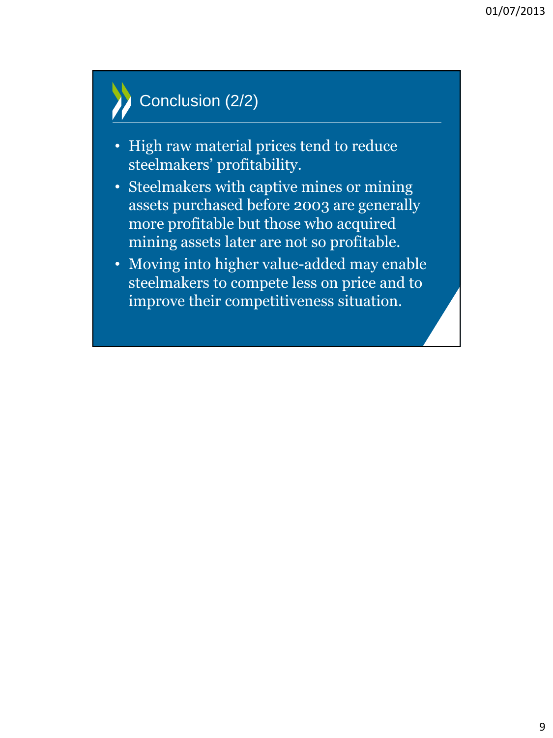# Conclusion (2/2)

- High raw material prices tend to reduce steelmakers' profitability.
- Steelmakers with captive mines or mining assets purchased before 2003 are generally more profitable but those who acquired mining assets later are not so profitable.
- Moving into higher value-added may enable steelmakers to compete less on price and to improve their competitiveness situation.